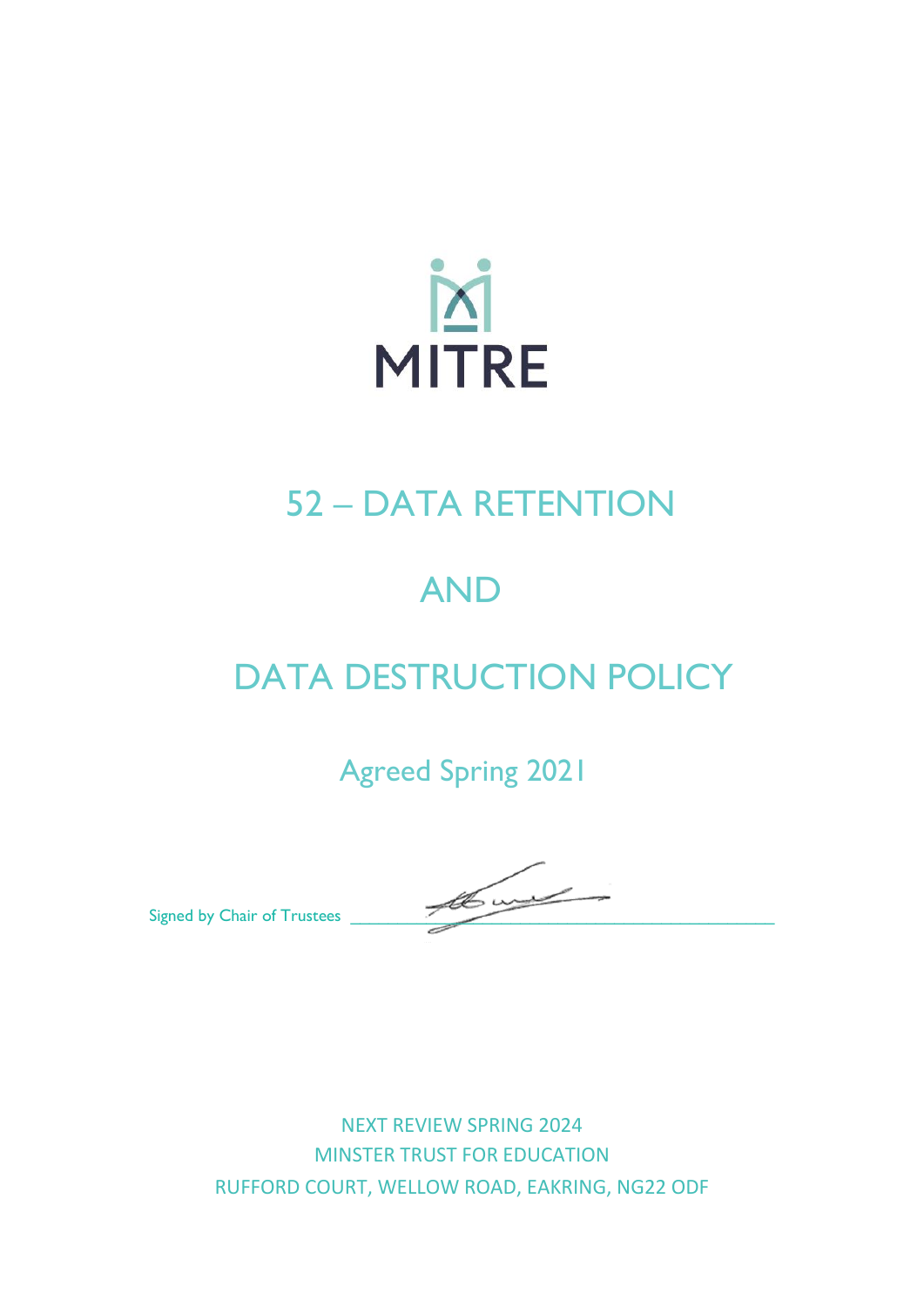MITRE

# 52 – DATA RETENTION

# AND

# DATA DESTRUCTION POLICY

Agreed Spring 2021

Signed by Chair of Trustees ____________________________________________

NEXT REVIEW SPRING 2024
MINSTER TRUST FOR EDUCATION
RUFFORD COURT, WELLOW ROAD, EAKRING, NG22 ODF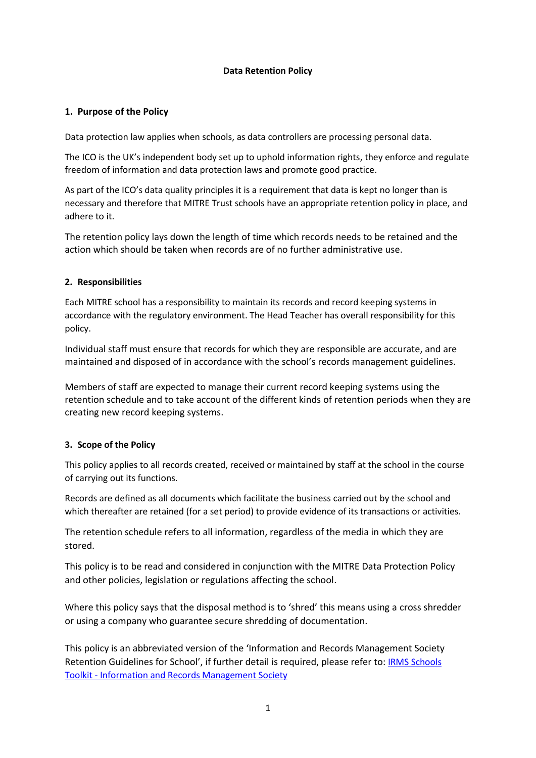**Data Retention Policy**

## 1. Purpose of the Policy

Data protection law applies when schools, as data controllers are processing personal data.

The ICO is the UK's independent body set up to uphold information rights, they enforce and regulate freedom of information and data protection laws and promote good practice.

As part of the ICO's data quality principles it is a requirement that data is kept no longer than is necessary and therefore that MITRE Trust schools have an appropriate retention policy in place, and adhere to it.

The retention policy lays down the length of time which records needs to be retained and the action which should be taken when records are of no further administrative use.

## 2. Responsibilities

Each MITRE school has a responsibility to maintain its records and record keeping systems in accordance with the regulatory environment. The Head Teacher has overall responsibility for this policy.

Individual staff must ensure that records for which they are responsible are accurate, and are maintained and disposed of in accordance with the school's records management guidelines.

Members of staff are expected to manage their current record keeping systems using the retention schedule and to take account of the different kinds of retention periods when they are creating new record keeping systems.

## 3. Scope of the Policy

This policy applies to all records created, received or maintained by staff at the school in the course of carrying out its functions.

Records are defined as all documents which facilitate the business carried out by the school and which thereafter are retained (for a set period) to provide evidence of its transactions or activities.

The retention schedule refers to all information, regardless of the media in which they are stored.

This policy is to be read and considered in conjunction with the MITRE Data Protection Policy and other policies, legislation or regulations affecting the school.

Where this policy says that the disposal method is to 'shred' this means using a cross shredder or using a company who guarantee secure shredding of documentation.

This policy is an abbreviated version of the 'Information and Records Management Society Retention Guidelines for School', if further detail is required, please refer to: IRMS Schools Toolkit - Information and Records Management Society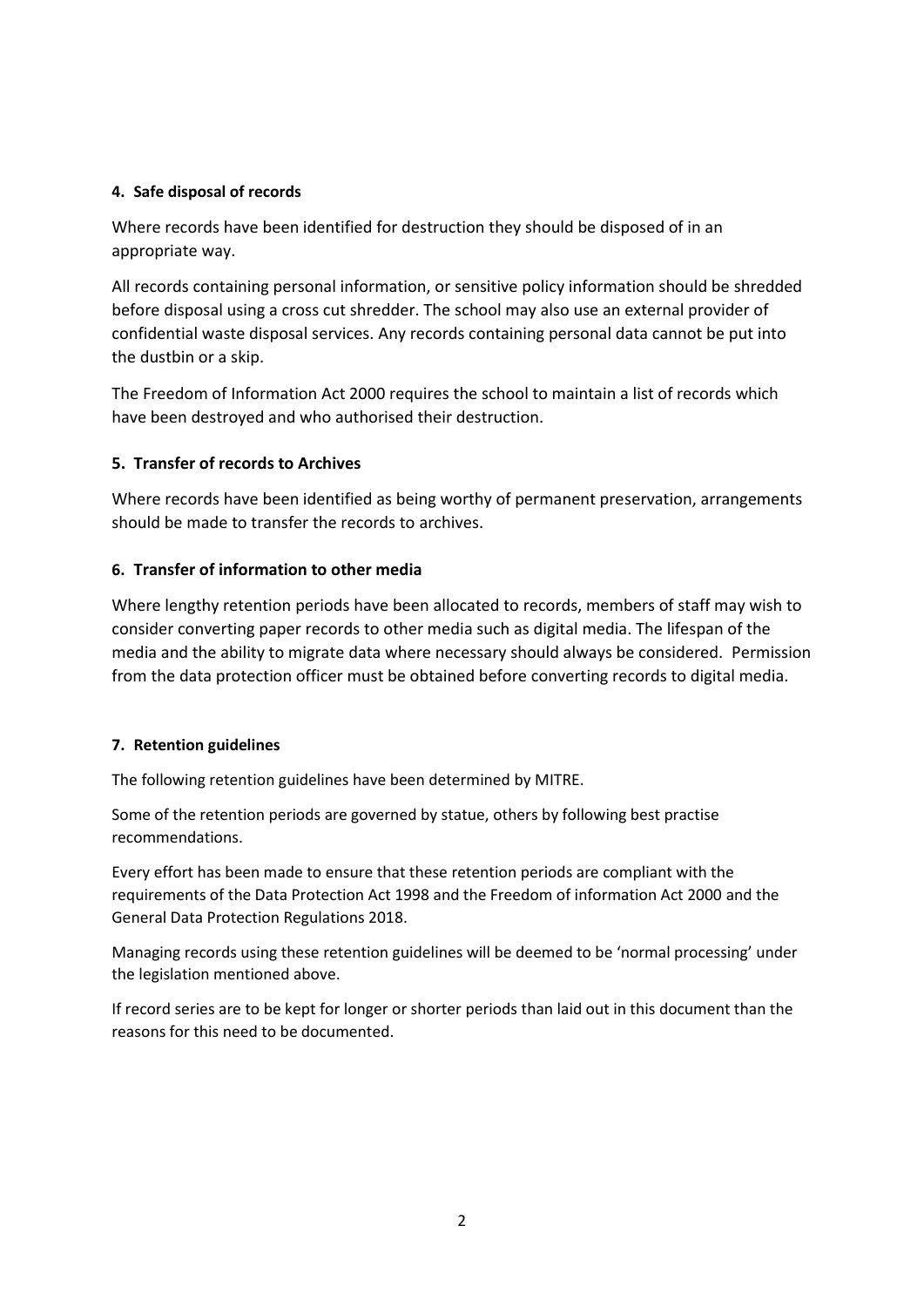**4. Safe disposal of records**

Where records have been identified for destruction they should be disposed of in an appropriate way.

All records containing personal information, or sensitive policy information should be shredded before disposal using a cross cut shredder. The school may also use an external provider of confidential waste disposal services. Any records containing personal data cannot be put into the dustbin or a skip.

The Freedom of Information Act 2000 requires the school to maintain a list of records which have been destroyed and who authorised their destruction.

**5. Transfer of records to Archives**

Where records have been identified as being worthy of permanent preservation, arrangements should be made to transfer the records to archives.

**6. Transfer of information to other media**

Where lengthy retention periods have been allocated to records, members of staff may wish to consider converting paper records to other media such as digital media. The lifespan of the media and the ability to migrate data where necessary should always be considered. Permission from the data protection officer must be obtained before converting records to digital media.

**7. Retention guidelines**

The following retention guidelines have been determined by MITRE.

Some of the retention periods are governed by statue, others by following best practise recommendations.

Every effort has been made to ensure that these retention periods are compliant with the requirements of the Data Protection Act 1998 and the Freedom of information Act 2000 and the General Data Protection Regulations 2018.

Managing records using these retention guidelines will be deemed to be 'normal processing' under the legislation mentioned above.

If record series are to be kept for longer or shorter periods than laid out in this document than the reasons for this need to be documented.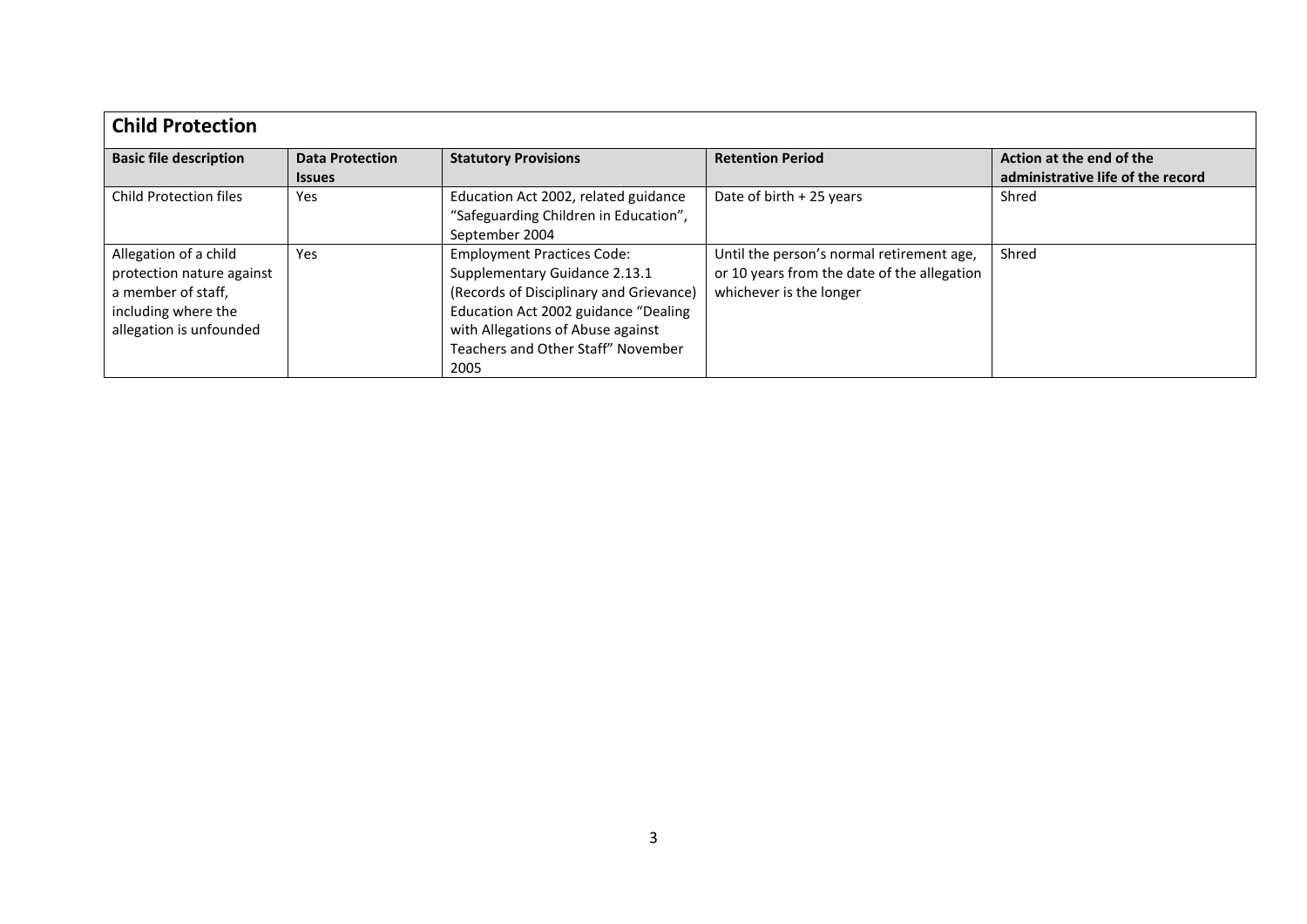## Child Protection

| Basic file description | Data Protection Issues | Statutory Provisions | Retention Period | Action at the end of the administrative life of the record |
|---|---|---|---|---|
| Child Protection files | Yes | Education Act 2002, related guidance "Safeguarding Children in Education", September 2004 | Date of birth + 25 years | Shred |
| Allegation of a child protection nature against a member of staff, including where the allegation is unfounded | Yes | Employment Practices Code: Supplementary Guidance 2.13.1 (Records of Disciplinary and Grievance) Education Act 2002 guidance "Dealing with Allegations of Abuse against Teachers and Other Staff" November 2005 | Until the person's normal retirement age, or 10 years from the date of the allegation whichever is the longer | Shred |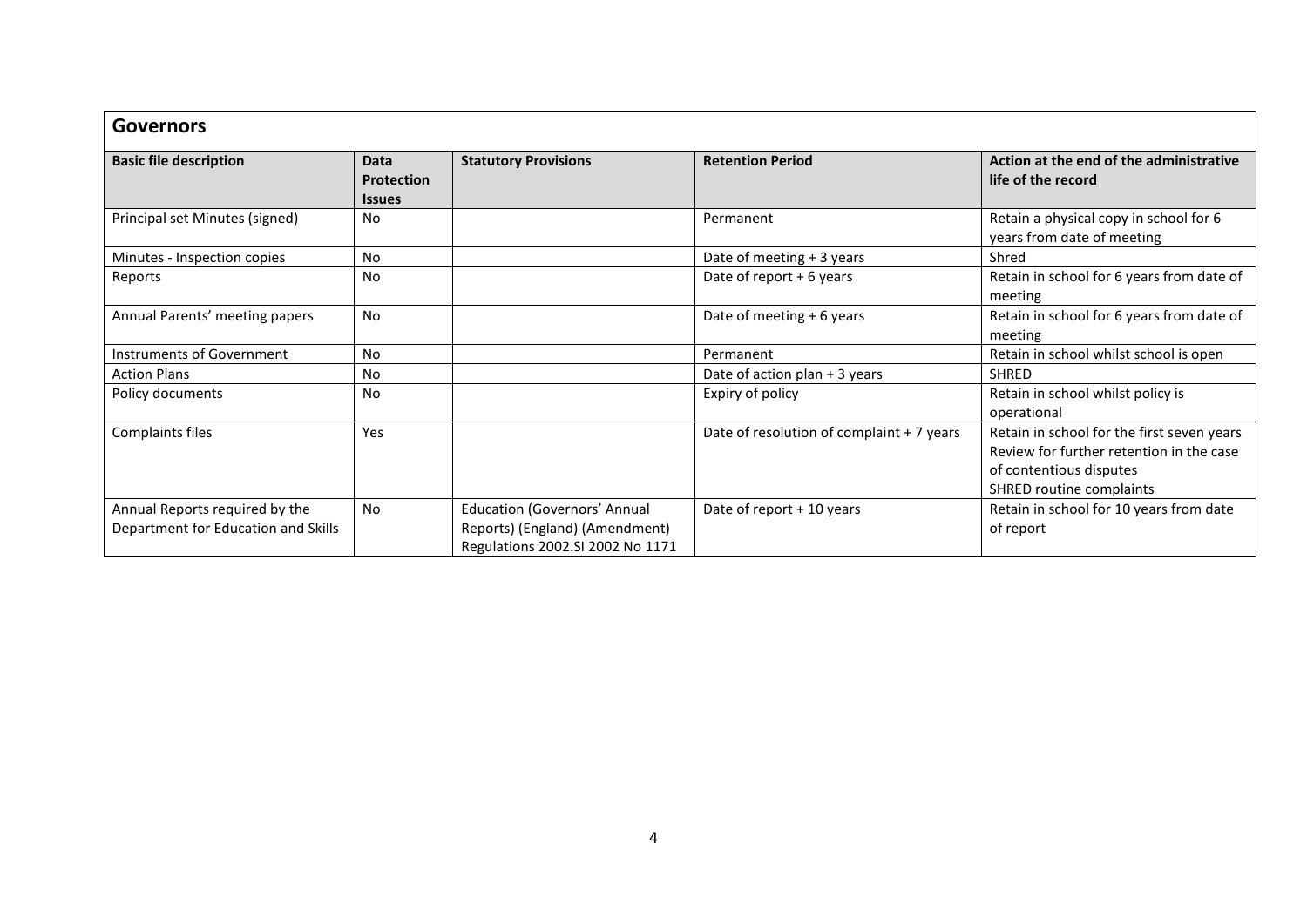## Governors

| Basic file description | Data Protection Issues | Statutory Provisions | Retention Period | Action at the end of the administrative life of the record |
|---|---|---|---|---|
| Principal set Minutes (signed) | No | | Permanent | Retain a physical copy in school for 6 years from date of meeting |
| Minutes - Inspection copies | No | | Date of meeting + 3 years | Shred |
| Reports | No | | Date of report + 6 years | Retain in school for 6 years from date of meeting |
| Annual Parents' meeting papers | No | | Date of meeting + 6 years | Retain in school for 6 years from date of meeting |
| Instruments of Government | No | | Permanent | Retain in school whilst school is open |
| Action Plans | No | | Date of action plan + 3 years | SHRED |
| Policy documents | No | | Expiry of policy | Retain in school whilst policy is operational |
| Complaints files | Yes | | Date of resolution of complaint + 7 years | Retain in school for the first seven years Review for further retention in the case of contentious disputes SHRED routine complaints |
| Annual Reports required by the Department for Education and Skills | No | Education (Governors' Annual Reports) (England) (Amendment) Regulations 2002.SI 2002 No 1171 | Date of report + 10 years | Retain in school for 10 years from date of report |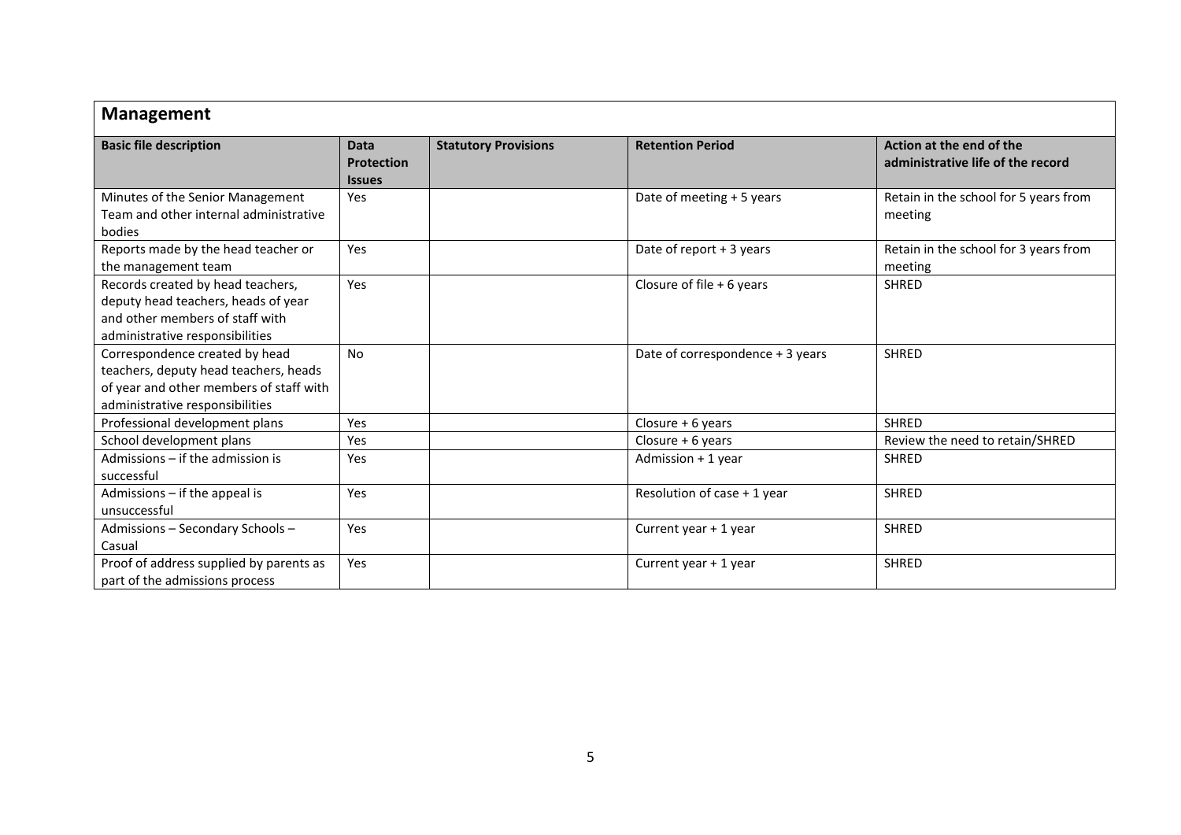## Management

| Basic file description | Data Protection Issues | Statutory Provisions | Retention Period | Action at the end of the administrative life of the record |
|---|---|---|---|---|
| Minutes of the Senior Management Team and other internal administrative bodies | Yes | | Date of meeting + 5 years | Retain in the school for 5 years from meeting |
| Reports made by the head teacher or the management team | Yes | | Date of report + 3 years | Retain in the school for 3 years from meeting |
| Records created by head teachers, deputy head teachers, heads of year and other members of staff with administrative responsibilities | Yes | | Closure of file + 6 years | SHRED |
| Correspondence created by head teachers, deputy head teachers, heads of year and other members of staff with administrative responsibilities | No | | Date of correspondence + 3 years | SHRED |
| Professional development plans | Yes | | Closure + 6 years | SHRED |
| School development plans | Yes | | Closure + 6 years | Review the need to retain/SHRED |
| Admissions – if the admission is successful | Yes | | Admission + 1 year | SHRED |
| Admissions – if the appeal is unsuccessful | Yes | | Resolution of case + 1 year | SHRED |
| Admissions – Secondary Schools – Casual | Yes | | Current year + 1 year | SHRED |
| Proof of address supplied by parents as part of the admissions process | Yes | | Current year + 1 year | SHRED |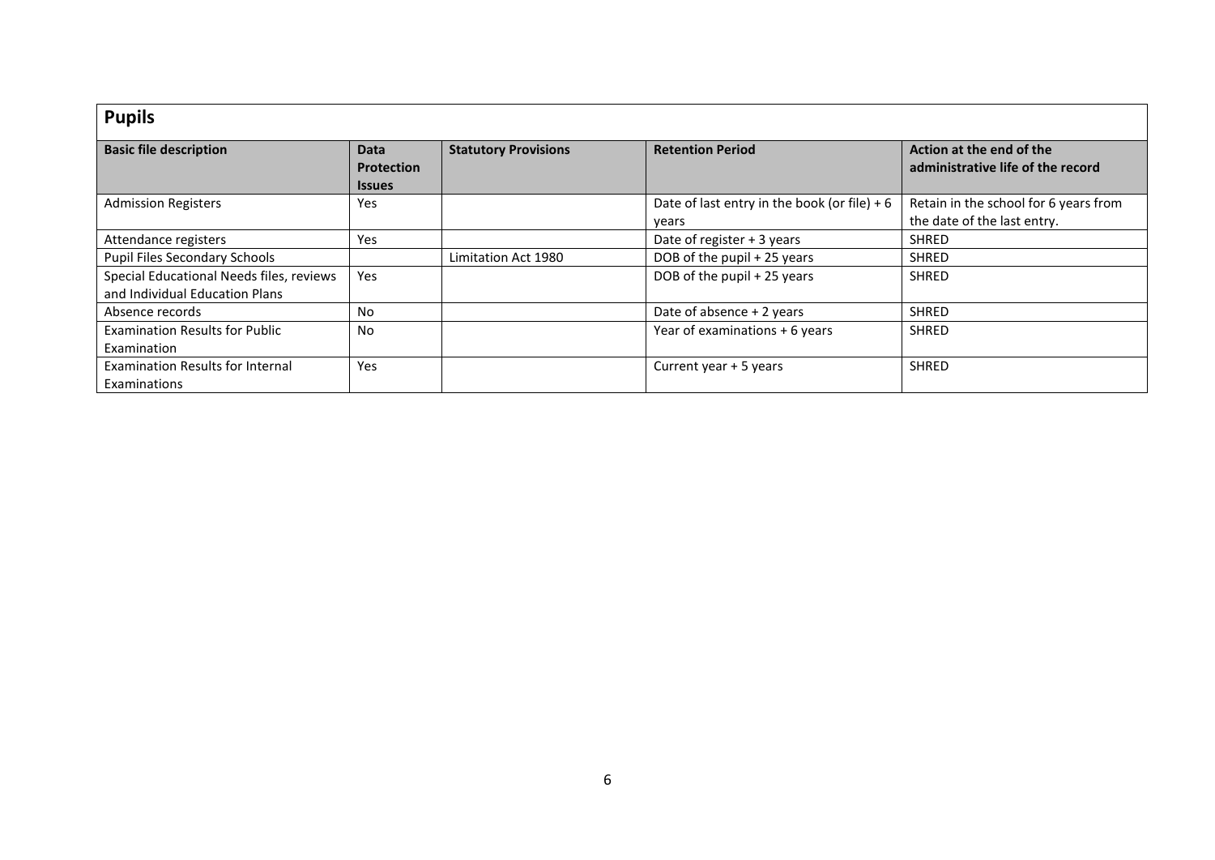## Pupils

| Basic file description | Data Protection Issues | Statutory Provisions | Retention Period | Action at the end of the administrative life of the record |
|---|---|---|---|---|
| Admission Registers | Yes | | Date of last entry in the book (or file) + 6 years | Retain in the school for 6 years from the date of the last entry. |
| Attendance registers | Yes | | Date of register + 3 years | SHRED |
| Pupil Files Secondary Schools | | Limitation Act 1980 | DOB of the pupil + 25 years | SHRED |
| Special Educational Needs files, reviews and Individual Education Plans | Yes | | DOB of the pupil + 25 years | SHRED |
| Absence records | No | | Date of absence + 2 years | SHRED |
| Examination Results for Public Examination | No | | Year of examinations + 6 years | SHRED |
| Examination Results for Internal Examinations | Yes | | Current year + 5 years | SHRED |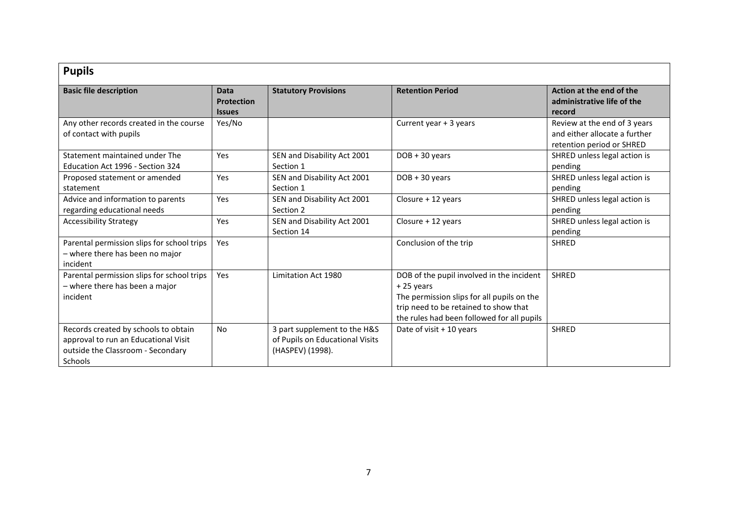## Pupils

| Basic file description | Data Protection Issues | Statutory Provisions | Retention Period | Action at the end of the administrative life of the record |
|---|---|---|---|---|
| Any other records created in the course of contact with pupils | Yes/No | | Current year + 3 years | Review at the end of 3 years and either allocate a further retention period or SHRED |
| Statement maintained under The Education Act 1996 - Section 324 | Yes | SEN and Disability Act 2001 Section 1 | DOB + 30 years | SHRED unless legal action is pending |
| Proposed statement or amended statement | Yes | SEN and Disability Act 2001 Section 1 | DOB + 30 years | SHRED unless legal action is pending |
| Advice and information to parents regarding educational needs | Yes | SEN and Disability Act 2001 Section 2 | Closure + 12 years | SHRED unless legal action is pending |
| Accessibility Strategy | Yes | SEN and Disability Act 2001 Section 14 | Closure + 12 years | SHRED unless legal action is pending |
| Parental permission slips for school trips – where there has been no major incident | Yes | | Conclusion of the trip | SHRED |
| Parental permission slips for school trips – where there has been a major incident | Yes | Limitation Act 1980 | DOB of the pupil involved in the incident + 25 years The permission slips for all pupils on the trip need to be retained to show that the rules had been followed for all pupils | SHRED |
| Records created by schools to obtain approval to run an Educational Visit outside the Classroom - Secondary Schools | No | 3 part supplement to the H&S of Pupils on Educational Visits (HASPEV) (1998). | Date of visit + 10 years | SHRED |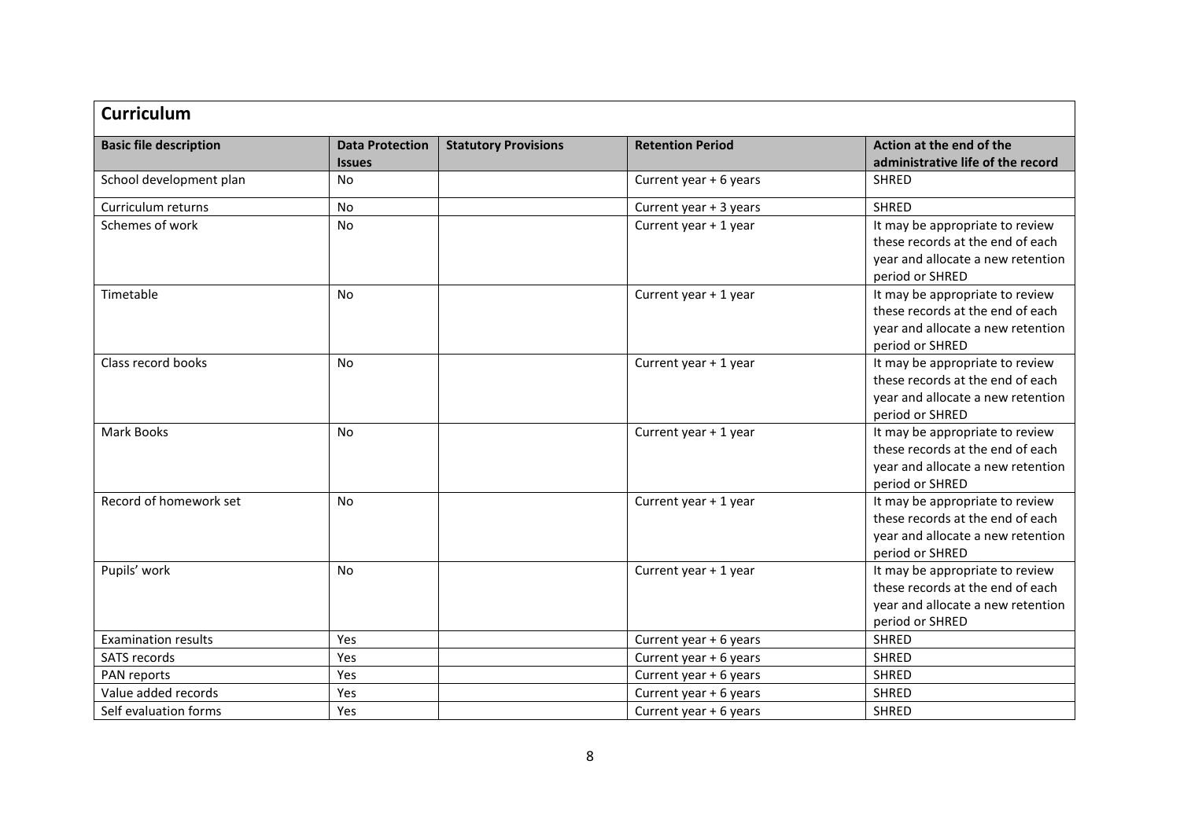## Curriculum

| Basic file description | Data Protection Issues | Statutory Provisions | Retention Period | Action at the end of the administrative life of the record |
|---|---|---|---|---|
| School development plan | No | | Current year + 6 years | SHRED |
| Curriculum returns | No | | Current year + 3 years | SHRED |
| Schemes of work | No | | Current year + 1 year | It may be appropriate to review these records at the end of each year and allocate a new retention period or SHRED |
| Timetable | No | | Current year + 1 year | It may be appropriate to review these records at the end of each year and allocate a new retention period or SHRED |
| Class record books | No | | Current year + 1 year | It may be appropriate to review these records at the end of each year and allocate a new retention period or SHRED |
| Mark Books | No | | Current year + 1 year | It may be appropriate to review these records at the end of each year and allocate a new retention period or SHRED |
| Record of homework set | No | | Current year + 1 year | It may be appropriate to review these records at the end of each year and allocate a new retention period or SHRED |
| Pupils' work | No | | Current year + 1 year | It may be appropriate to review these records at the end of each year and allocate a new retention period or SHRED |
| Examination results | Yes | | Current year + 6 years | SHRED |
| SATS records | Yes | | Current year + 6 years | SHRED |
| PAN reports | Yes | | Current year + 6 years | SHRED |
| Value added records | Yes | | Current year + 6 years | SHRED |
| Self evaluation forms | Yes | | Current year + 6 years | SHRED |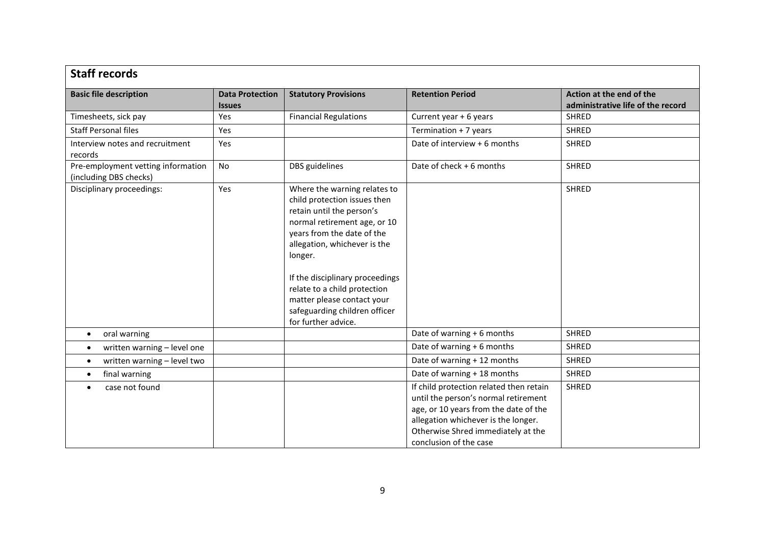## Staff records

| Basic file description | Data Protection Issues | Statutory Provisions | Retention Period | Action at the end of the administrative life of the record |
|---|---|---|---|---|
| Timesheets, sick pay | Yes | Financial Regulations | Current year + 6 years | SHRED |
| Staff Personal files | Yes | | Termination + 7 years | SHRED |
| Interview notes and recruitment records | Yes | | Date of interview + 6 months | SHRED |
| Pre-employment vetting information (including DBS checks) | No | DBS guidelines | Date of check + 6 months | SHRED |
| Disciplinary proceedings: | Yes | Where the warning relates to child protection issues then retain until the person's normal retirement age, or 10 years from the date of the allegation, whichever is the longer.<br><br>If the disciplinary proceedings relate to a child protection matter please contact your safeguarding children officer for further advice. | | SHRED |
| • oral warning | | | Date of warning + 6 months | SHRED |
| • written warning – level one | | | Date of warning + 6 months | SHRED |
| • written warning – level two | | | Date of warning + 12 months | SHRED |
| • final warning | | | Date of warning + 18 months | SHRED |
| • case not found | | | If child protection related then retain until the person's normal retirement age, or 10 years from the date of the allegation whichever is the longer. Otherwise Shred immediately at the conclusion of the case | SHRED |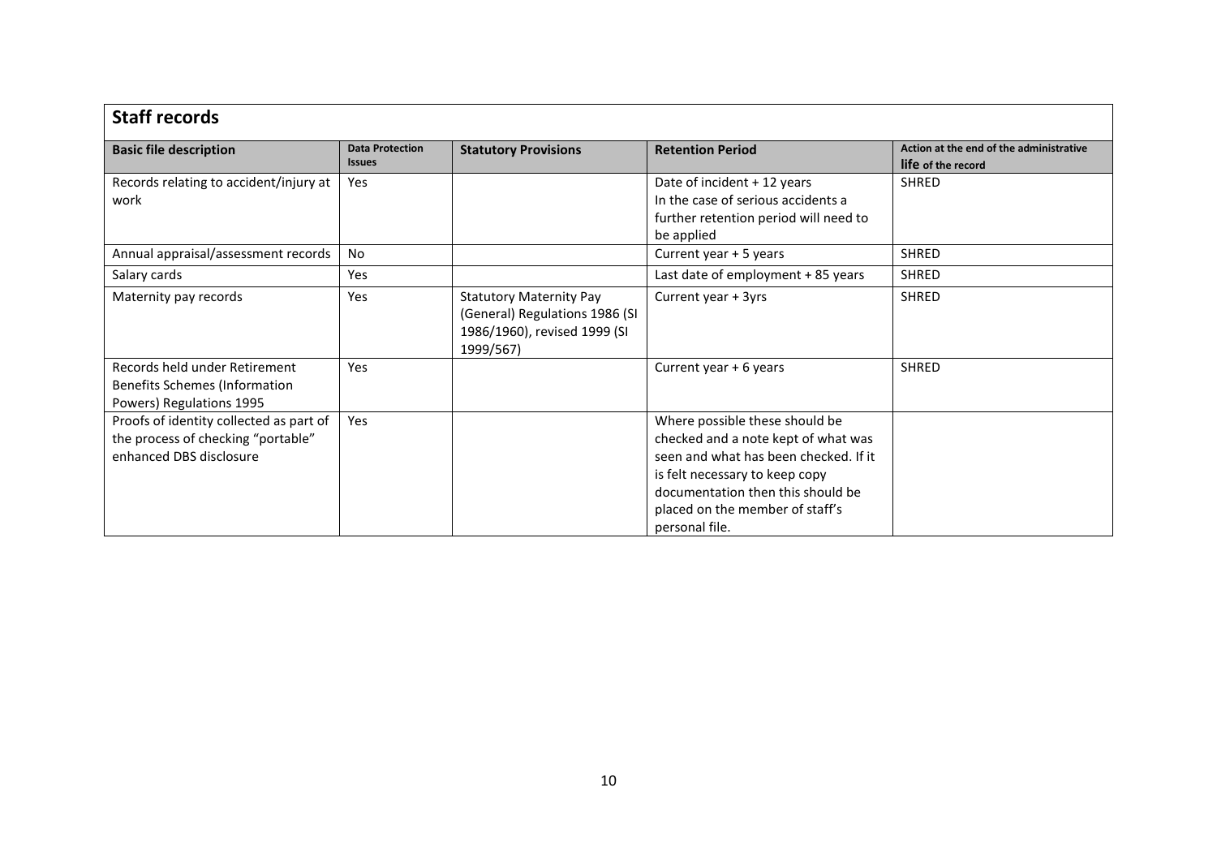## Staff records

| Basic file description | Data Protection Issues | Statutory Provisions | Retention Period | Action at the end of the administrative life of the record |
|---|---|---|---|---|
| Records relating to accident/injury at work | Yes | | Date of incident + 12 years In the case of serious accidents a further retention period will need to be applied | SHRED |
| Annual appraisal/assessment records | No | | Current year + 5 years | SHRED |
| Salary cards | Yes | | Last date of employment + 85 years | SHRED |
| Maternity pay records | Yes | Statutory Maternity Pay (General) Regulations 1986 (SI 1986/1960), revised 1999 (SI 1999/567) | Current year + 3yrs | SHRED |
| Records held under Retirement Benefits Schemes (Information Powers) Regulations 1995 | Yes | | Current year + 6 years | SHRED |
| Proofs of identity collected as part of the process of checking "portable" enhanced DBS disclosure | Yes | | Where possible these should be checked and a note kept of what was seen and what has been checked. If it is felt necessary to keep copy documentation then this should be placed on the member of staff's personal file. | |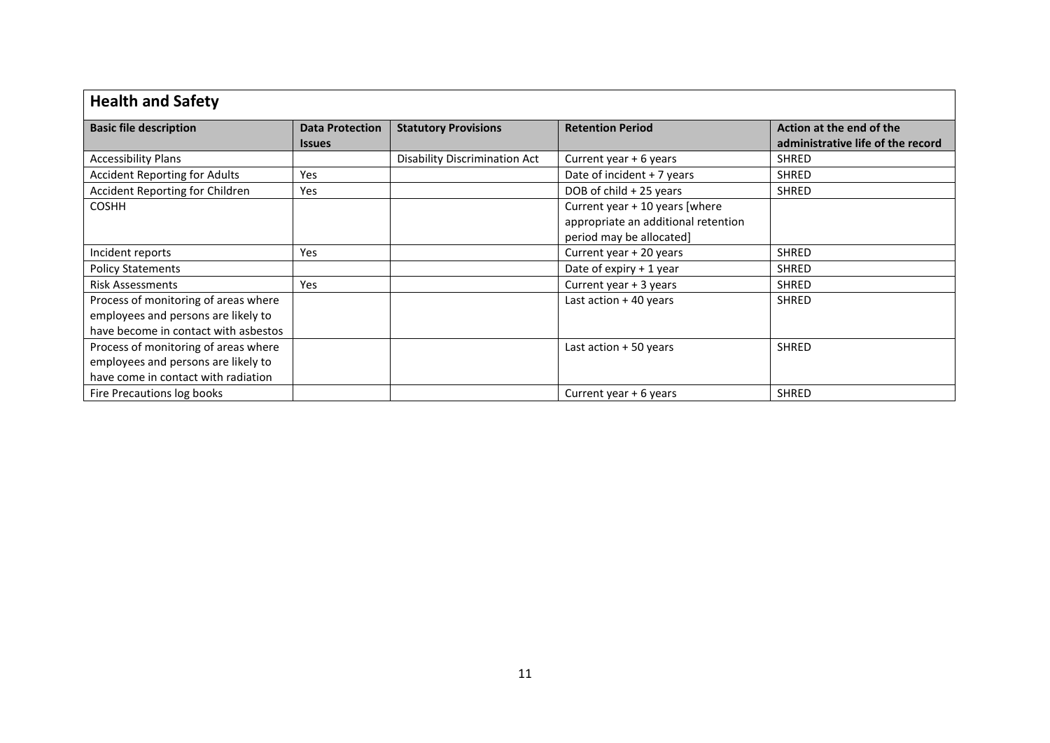## Health and Safety

| Basic file description | Data Protection Issues | Statutory Provisions | Retention Period | Action at the end of the administrative life of the record |
|---|---|---|---|---|
| Accessibility Plans | | Disability Discrimination Act | Current year + 6 years | SHRED |
| Accident Reporting for Adults | Yes | | Date of incident + 7 years | SHRED |
| Accident Reporting for Children | Yes | | DOB of child + 25 years | SHRED |
| COSHH | | | Current year + 10 years [where appropriate an additional retention period may be allocated] | |
| Incident reports | Yes | | Current year + 20 years | SHRED |
| Policy Statements | | | Date of expiry + 1 year | SHRED |
| Risk Assessments | Yes | | Current year + 3 years | SHRED |
| Process of monitoring of areas where employees and persons are likely to have become in contact with asbestos | | | Last action + 40 years | SHRED |
| Process of monitoring of areas where employees and persons are likely to have come in contact with radiation | | | Last action + 50 years | SHRED |
| Fire Precautions log books | | | Current year + 6 years | SHRED |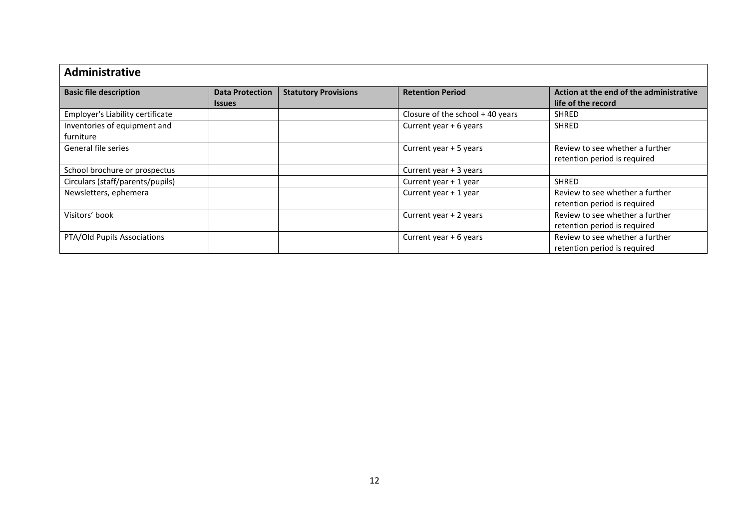## Administrative

| Basic file description | Data Protection Issues | Statutory Provisions | Retention Period | Action at the end of the administrative life of the record |
|---|---|---|---|---|
| Employer's Liability certificate | | | Closure of the school + 40 years | SHRED |
| Inventories of equipment and furniture | | | Current year + 6 years | SHRED |
| General file series | | | Current year + 5 years | Review to see whether a further retention period is required |
| School brochure or prospectus | | | Current year + 3 years | |
| Circulars (staff/parents/pupils) | | | Current year + 1 year | SHRED |
| Newsletters, ephemera | | | Current year + 1 year | Review to see whether a further retention period is required |
| Visitors' book | | | Current year + 2 years | Review to see whether a further retention period is required |
| PTA/Old Pupils Associations | | | Current year + 6 years | Review to see whether a further retention period is required |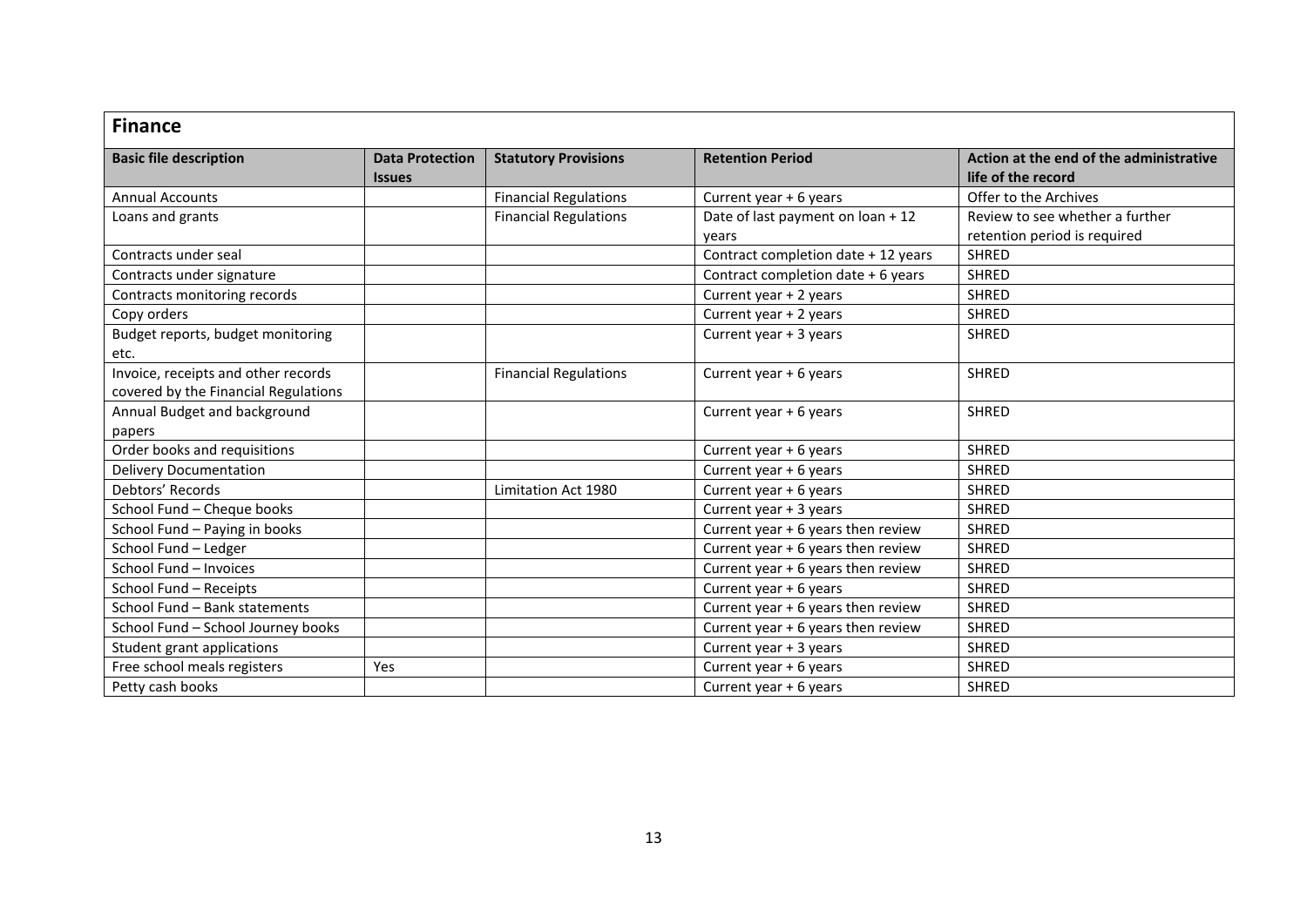## Finance

| Basic file description | Data Protection Issues | Statutory Provisions | Retention Period | Action at the end of the administrative life of the record |
|---|---|---|---|---|
| Annual Accounts | | Financial Regulations | Current year + 6 years | Offer to the Archives |
| Loans and grants | | Financial Regulations | Date of last payment on loan + 12 years | Review to see whether a further retention period is required |
| Contracts under seal | | | Contract completion date + 12 years | SHRED |
| Contracts under signature | | | Contract completion date + 6 years | SHRED |
| Contracts monitoring records | | | Current year + 2 years | SHRED |
| Copy orders | | | Current year + 2 years | SHRED |
| Budget reports, budget monitoring etc. | | | Current year + 3 years | SHRED |
| Invoice, receipts and other records covered by the Financial Regulations | | Financial Regulations | Current year + 6 years | SHRED |
| Annual Budget and background papers | | | Current year + 6 years | SHRED |
| Order books and requisitions | | | Current year + 6 years | SHRED |
| Delivery Documentation | | | Current year + 6 years | SHRED |
| Debtors' Records | | Limitation Act 1980 | Current year + 6 years | SHRED |
| School Fund – Cheque books | | | Current year + 3 years | SHRED |
| School Fund – Paying in books | | | Current year + 6 years then review | SHRED |
| School Fund – Ledger | | | Current year + 6 years then review | SHRED |
| School Fund – Invoices | | | Current year + 6 years then review | SHRED |
| School Fund – Receipts | | | Current year + 6 years | SHRED |
| School Fund – Bank statements | | | Current year + 6 years then review | SHRED |
| School Fund – School Journey books | | | Current year + 6 years then review | SHRED |
| Student grant applications | | | Current year + 3 years | SHRED |
| Free school meals registers | Yes | | Current year + 6 years | SHRED |
| Petty cash books | | | Current year + 6 years | SHRED |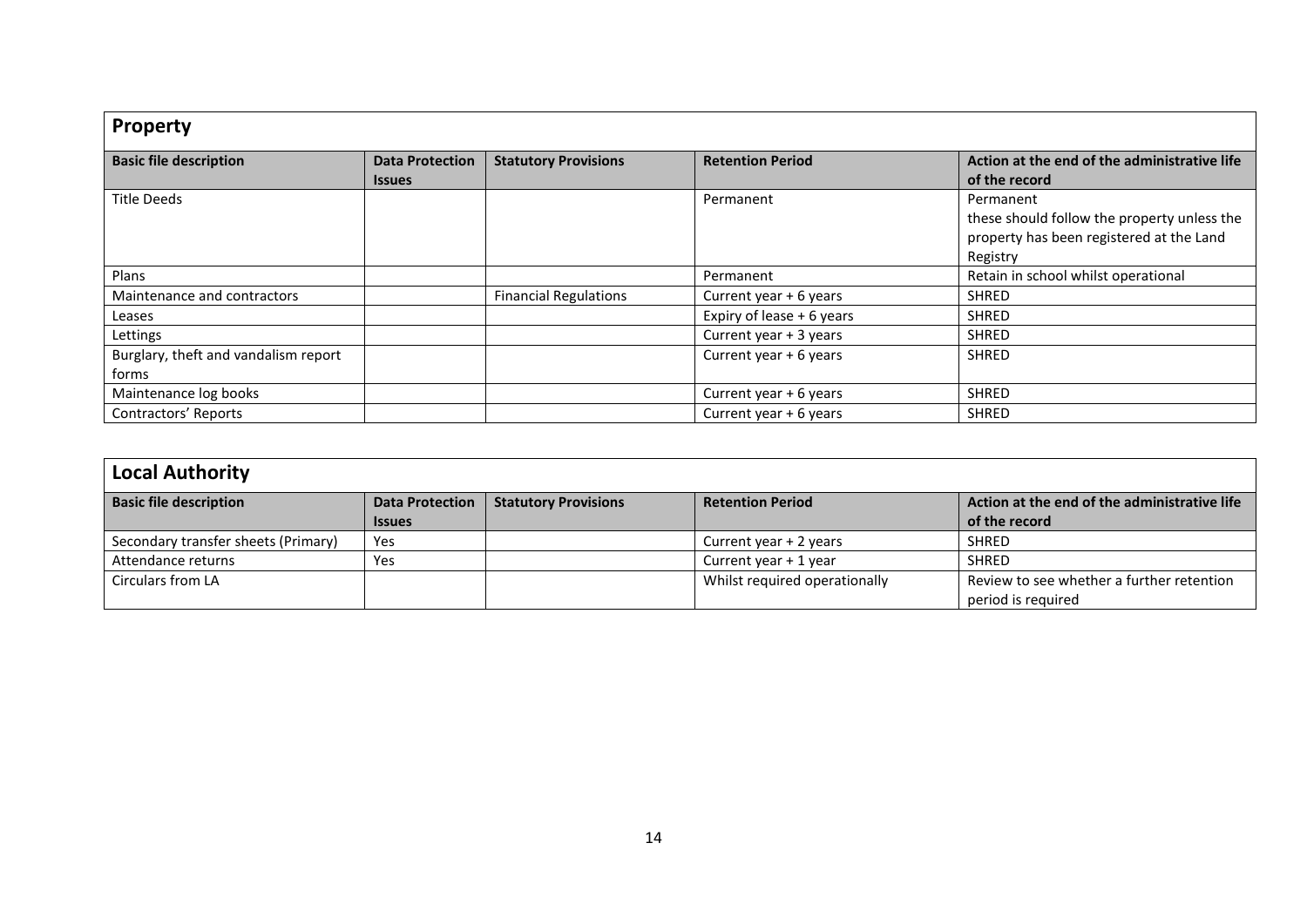## Property

| Basic file description | Data Protection Issues | Statutory Provisions | Retention Period | Action at the end of the administrative life of the record |
|---|---|---|---|---|
| Title Deeds | | | Permanent | Permanent these should follow the property unless the property has been registered at the Land Registry |
| Plans | | | Permanent | Retain in school whilst operational |
| Maintenance and contractors | | Financial Regulations | Current year + 6 years | SHRED |
| Leases | | | Expiry of lease + 6 years | SHRED |
| Lettings | | | Current year + 3 years | SHRED |
| Burglary, theft and vandalism report forms | | | Current year + 6 years | SHRED |
| Maintenance log books | | | Current year + 6 years | SHRED |
| Contractors' Reports | | | Current year + 6 years | SHRED |

## Local Authority

| Basic file description | Data Protection Issues | Statutory Provisions | Retention Period | Action at the end of the administrative life of the record |
|---|---|---|---|---|
| Secondary transfer sheets (Primary) | Yes | | Current year + 2 years | SHRED |
| Attendance returns | Yes | | Current year + 1 year | SHRED |
| Circulars from LA | | | Whilst required operationally | Review to see whether a further retention period is required |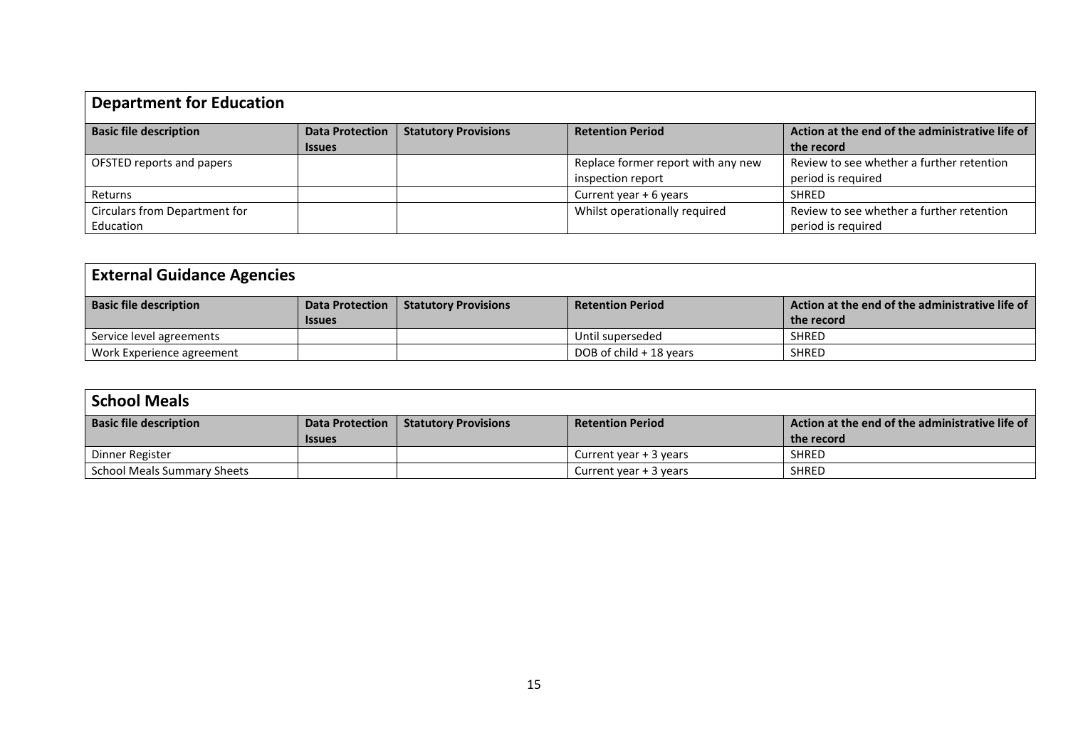## Department for Education

| Basic file description | Data Protection Issues | Statutory Provisions | Retention Period | Action at the end of the administrative life of the record |
|---|---|---|---|---|
| OFSTED reports and papers | | | Replace former report with any new inspection report | Review to see whether a further retention period is required |
| Returns | | | Current year + 6 years | SHRED |
| Circulars from Department for Education | | | Whilst operationally required | Review to see whether a further retention period is required |

## External Guidance Agencies

| Basic file description | Data Protection Issues | Statutory Provisions | Retention Period | Action at the end of the administrative life of the record |
|---|---|---|---|---|
| Service level agreements | | | Until superseded | SHRED |
| Work Experience agreement | | | DOB of child + 18 years | SHRED |

## School Meals

| Basic file description | Data Protection Issues | Statutory Provisions | Retention Period | Action at the end of the administrative life of the record |
|---|---|---|---|---|
| Dinner Register | | | Current year + 3 years | SHRED |
| School Meals Summary Sheets | | | Current year + 3 years | SHRED |